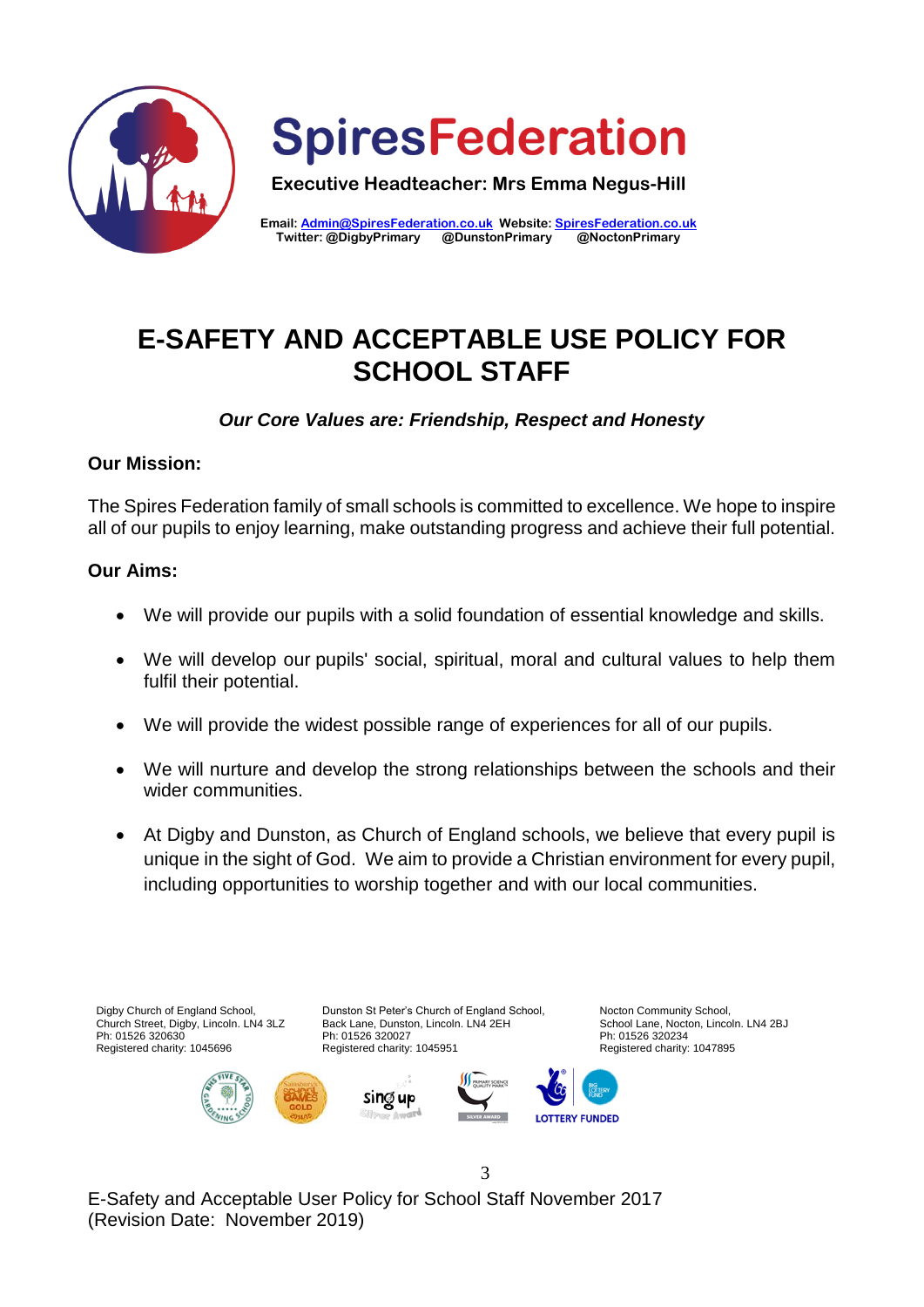# SpiresFederation

**Executive Headteacher: Mrs Emma Negus-Hill**

**Email: Admin@SpiresFederation.co.uk Website: SpiresFederation.co.uk**
**Twitter: @DigbyPrimary @DunstonPrimary @NoctonPrimary**

# E-SAFETY AND ACCEPTABLE USE POLICY FOR SCHOOL STAFF

***Our Core Values are: Friendship, Respect and Honesty***

**Our Mission:**

The Spires Federation family of small schools is committed to excellence. We hope to inspire all of our pupils to enjoy learning, make outstanding progress and achieve their full potential.

**Our Aims:**

- We will provide our pupils with a solid foundation of essential knowledge and skills.
- We will develop our pupils' social, spiritual, moral and cultural values to help them fulfil their potential.
- We will provide the widest possible range of experiences for all of our pupils.
- We will nurture and develop the strong relationships between the schools and their wider communities.
- At Digby and Dunston, as Church of England schools, we believe that every pupil is unique in the sight of God. We aim to provide a Christian environment for every pupil, including opportunities to worship together and with our local communities.

Digby Church of England School,
Church Street, Digby, Lincoln. LN4 3LZ
Ph: 01526 320630
Registered charity: 1045696

Dunston St Peter's Church of England School,
Back Lane, Dunston, Lincoln. LN4 2EH
Ph: 01526 320027
Registered charity: 1045951

Nocton Community School,
School Lane, Nocton, Lincoln. LN4 2BJ
Ph: 01526 320234
Registered charity: 1047895

E-Safety and Acceptable User Policy for School Staff November 2017
(Revision Date: November 2019)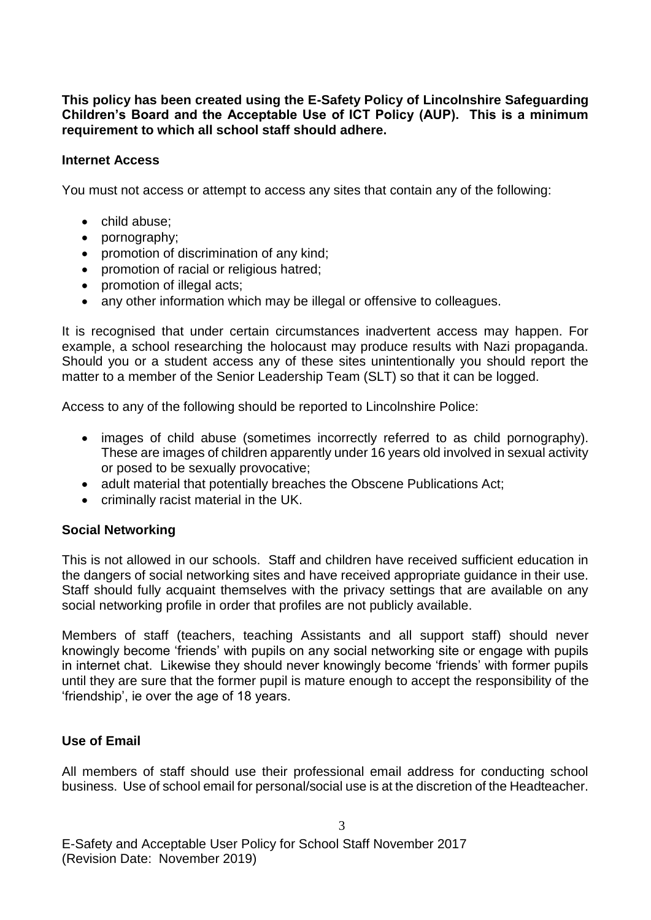**This policy has been created using the E-Safety Policy of Lincolnshire Safeguarding Children's Board and the Acceptable Use of ICT Policy (AUP). This is a minimum requirement to which all school staff should adhere.**

### Internet Access

You must not access or attempt to access any sites that contain any of the following:

- child abuse;
- pornography;
- promotion of discrimination of any kind;
- promotion of racial or religious hatred;
- promotion of illegal acts;
- any other information which may be illegal or offensive to colleagues.

It is recognised that under certain circumstances inadvertent access may happen. For example, a school researching the holocaust may produce results with Nazi propaganda. Should you or a student access any of these sites unintentionally you should report the matter to a member of the Senior Leadership Team (SLT) so that it can be logged.

Access to any of the following should be reported to Lincolnshire Police:

- images of child abuse (sometimes incorrectly referred to as child pornography). These are images of children apparently under 16 years old involved in sexual activity or posed to be sexually provocative;
- adult material that potentially breaches the Obscene Publications Act;
- criminally racist material in the UK.

### Social Networking

This is not allowed in our schools. Staff and children have received sufficient education in the dangers of social networking sites and have received appropriate guidance in their use. Staff should fully acquaint themselves with the privacy settings that are available on any social networking profile in order that profiles are not publicly available.

Members of staff (teachers, teaching Assistants and all support staff) should never knowingly become 'friends' with pupils on any social networking site or engage with pupils in internet chat. Likewise they should never knowingly become 'friends' with former pupils until they are sure that the former pupil is mature enough to accept the responsibility of the 'friendship', ie over the age of 18 years.

### Use of Email

All members of staff should use their professional email address for conducting school business. Use of school email for personal/social use is at the discretion of the Headteacher.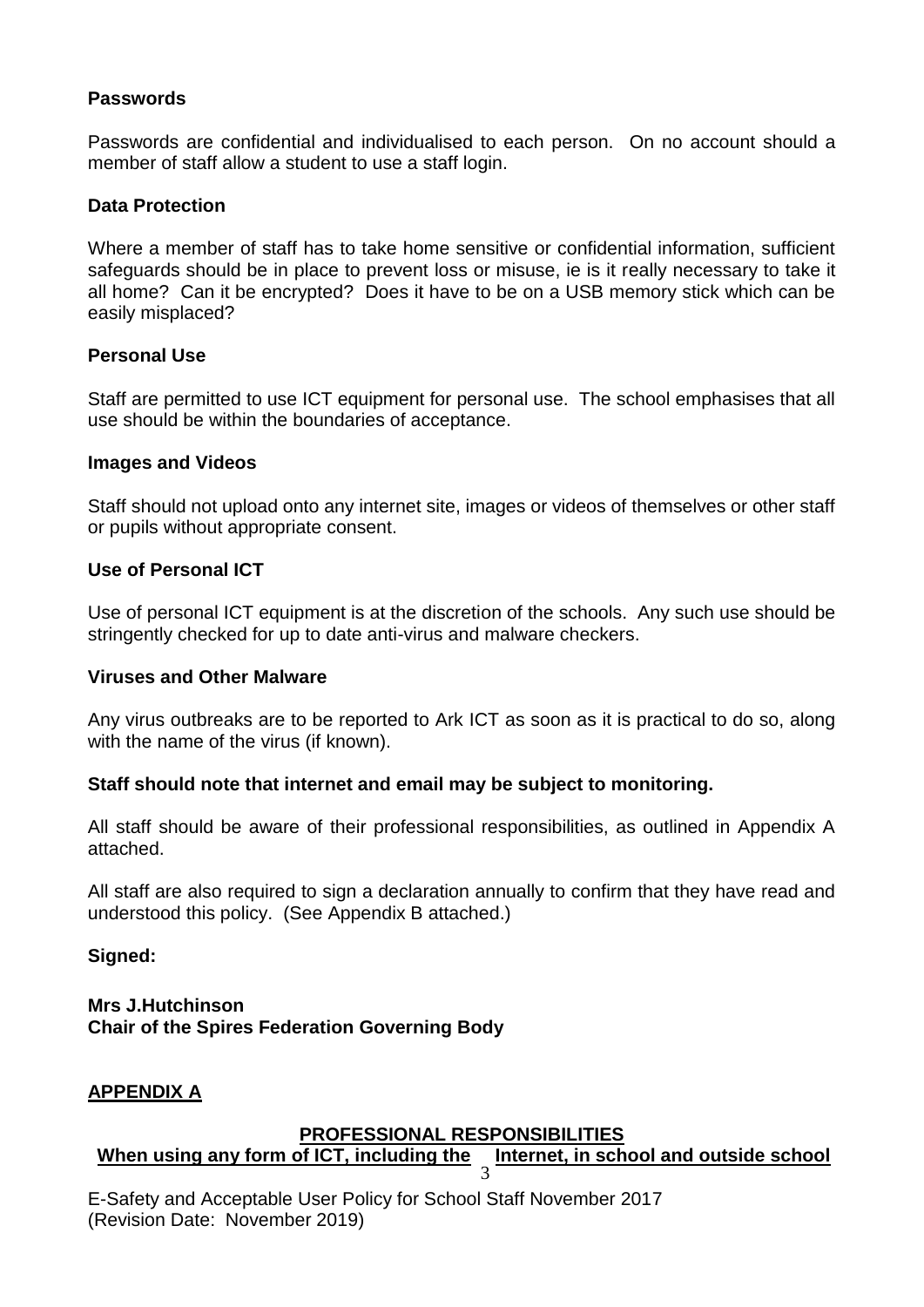**Passwords**

Passwords are confidential and individualised to each person. On no account should a member of staff allow a student to use a staff login.

**Data Protection**

Where a member of staff has to take home sensitive or confidential information, sufficient safeguards should be in place to prevent loss or misuse, ie is it really necessary to take it all home? Can it be encrypted? Does it have to be on a USB memory stick which can be easily misplaced?

**Personal Use**

Staff are permitted to use ICT equipment for personal use. The school emphasises that all use should be within the boundaries of acceptance.

**Images and Videos**

Staff should not upload onto any internet site, images or videos of themselves or other staff or pupils without appropriate consent.

**Use of Personal ICT**

Use of personal ICT equipment is at the discretion of the schools. Any such use should be stringently checked for up to date anti-virus and malware checkers.

**Viruses and Other Malware**

Any virus outbreaks are to be reported to Ark ICT as soon as it is practical to do so, along with the name of the virus (if known).

**Staff should note that internet and email may be subject to monitoring.**

All staff should be aware of their professional responsibilities, as outlined in Appendix A attached.

All staff are also required to sign a declaration annually to confirm that they have read and understood this policy. (See Appendix B attached.)

**Signed:**

**Mrs J.Hutchinson**
**Chair of the Spires Federation Governing Body**

## APPENDIX A

**PROFESSIONAL RESPONSIBILITIES**
**When using any form of ICT, including the Internet, in school and outside school**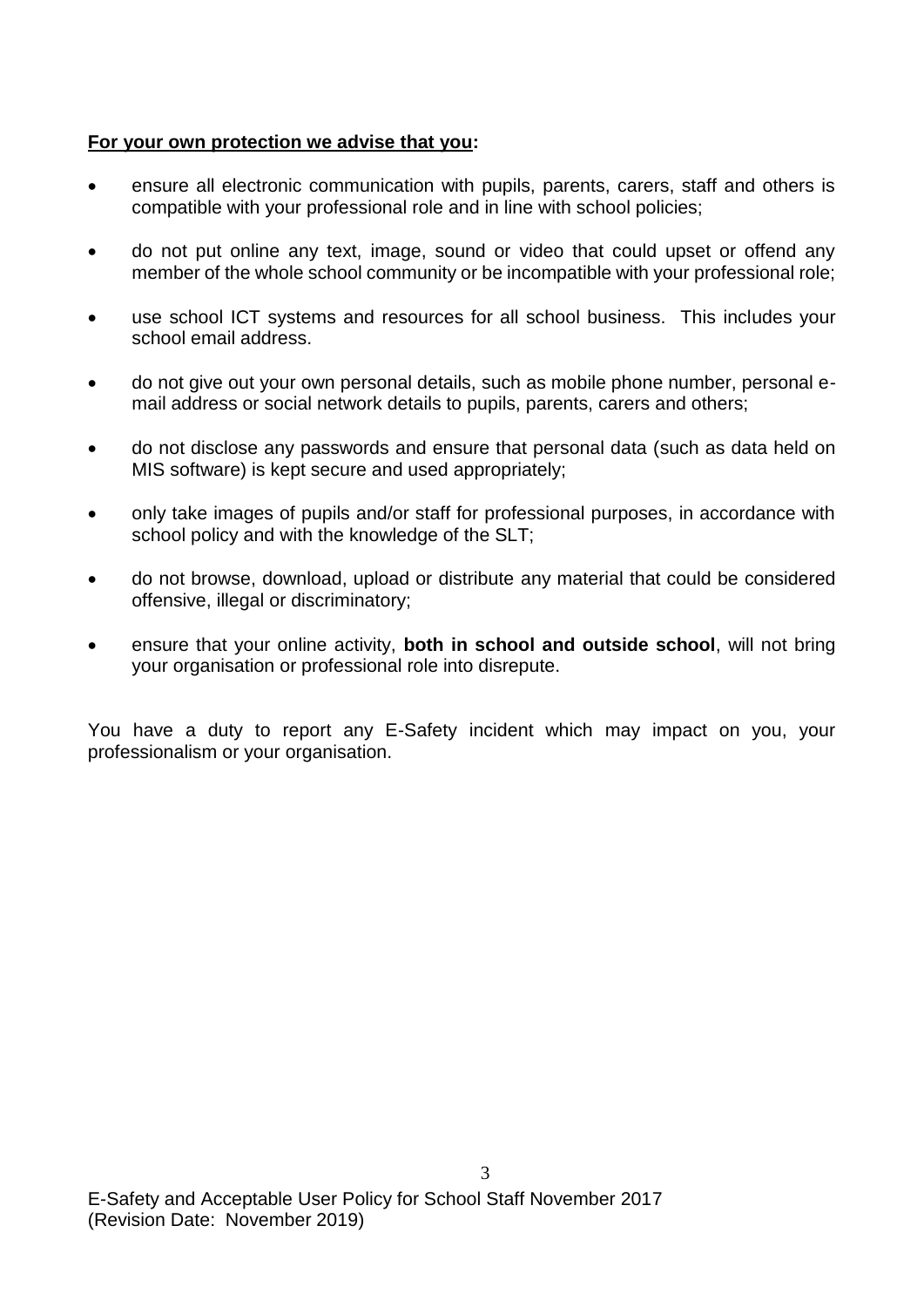**<u>For your own protection we advise that you</u>:**

- ensure all electronic communication with pupils, parents, carers, staff and others is compatible with your professional role and in line with school policies;
- do not put online any text, image, sound or video that could upset or offend any member of the whole school community or be incompatible with your professional role;
- use school ICT systems and resources for all school business. This includes your school email address.
- do not give out your own personal details, such as mobile phone number, personal e-mail address or social network details to pupils, parents, carers and others;
- do not disclose any passwords and ensure that personal data (such as data held on MIS software) is kept secure and used appropriately;
- only take images of pupils and/or staff for professional purposes, in accordance with school policy and with the knowledge of the SLT;
- do not browse, download, upload or distribute any material that could be considered offensive, illegal or discriminatory;
- ensure that your online activity, **both in school and outside school**, will not bring your organisation or professional role into disrepute.

You have a duty to report any E-Safety incident which may impact on you, your professionalism or your organisation.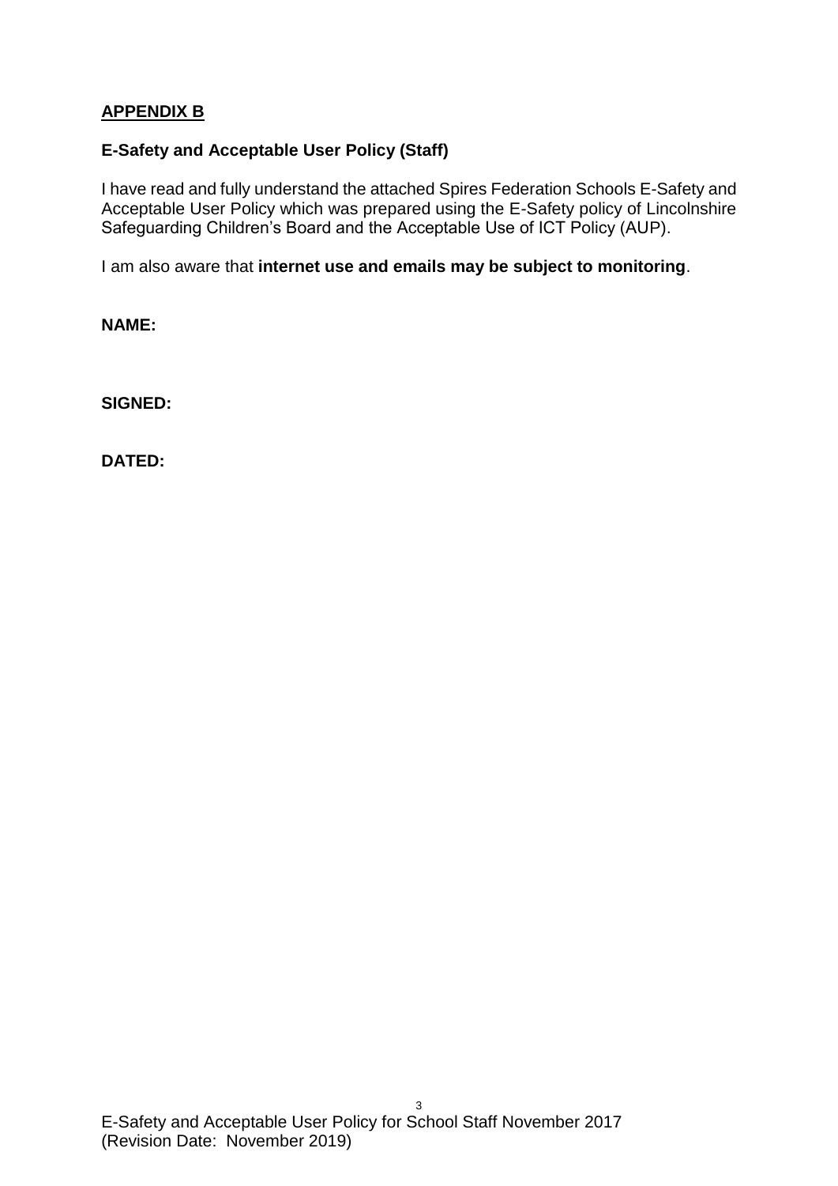## APPENDIX B

### E-Safety and Acceptable User Policy (Staff)

I have read and fully understand the attached Spires Federation Schools E-Safety and Acceptable User Policy which was prepared using the E-Safety policy of Lincolnshire Safeguarding Children's Board and the Acceptable Use of ICT Policy (AUP).

I am also aware that **internet use and emails may be subject to monitoring**.

**NAME:**

**SIGNED:**

**DATED:**